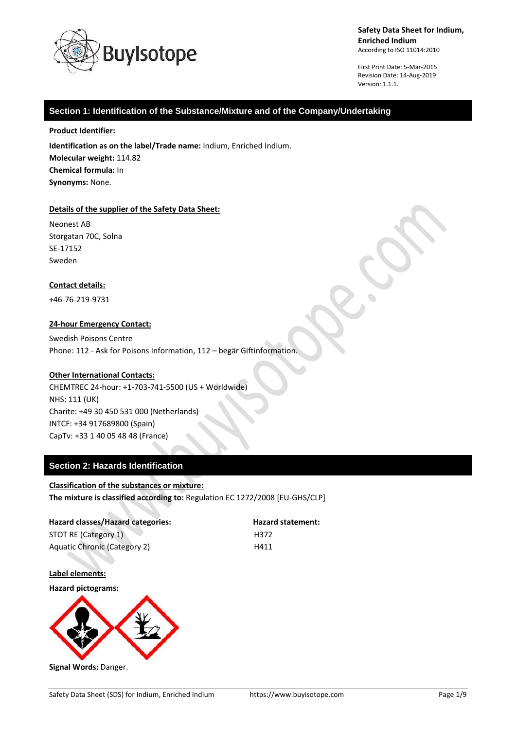**Safety Data Sheet for Indium, Enriched Indium**
According to ISO 11014:2010

First Print Date: 5-Mar-2015
Revision Date: 14-Aug-2019
Version: 1.1.1.

## Section 1: Identification of the Substance/Mixture and of the Company/Undertaking

**Product Identifier:**

**Identification as on the label/Trade name:** Indium, Enriched Indium.
**Molecular weight:** 114.82
**Chemical formula:** In
**Synonyms:** None.

**Details of the supplier of the Safety Data Sheet:**

Neonest AB
Storgatan 70C, Solna
SE-17152
Sweden

**Contact details:**

+46-76-219-9731

**24-hour Emergency Contact:**

Swedish Poisons Centre
Phone: 112 - Ask for Poisons Information, 112 – begär Giftinformation.

**Other International Contacts:**
CHEMTREC 24-hour: +1-703-741-5500 (US + Worldwide)
NHS: 111 (UK)
Charite: +49 30 450 531 000 (Netherlands)
INTCF: +34 917689800 (Spain)
CapTv: +33 1 40 05 48 48 (France)

## Section 2: Hazards Identification

**Classification of the substances or mixture:**
**The mixture is classified according to:** Regulation EC 1272/2008 [EU-GHS/CLP]

| Hazard classes/Hazard categories: | Hazard statement: |
|---|---|
| STOT RE (Category 1) | H372 |
| Aquatic Chronic (Category 2) | H411 |

**Label elements:**

**Hazard pictograms:**

**Signal Words:** Danger.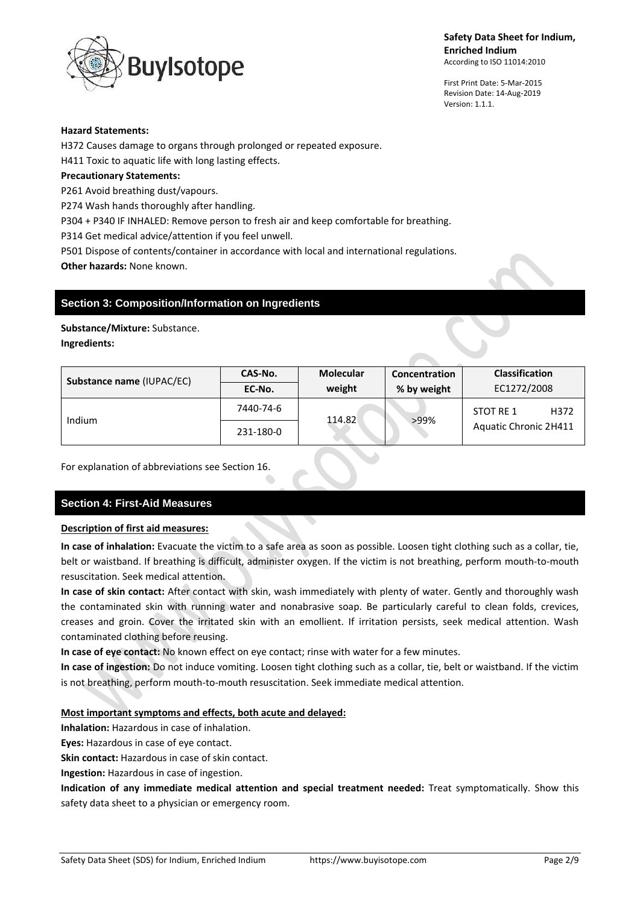**Hazard Statements:**

H372 Causes damage to organs through prolonged or repeated exposure.

H411 Toxic to aquatic life with long lasting effects.

**Precautionary Statements:**

P261 Avoid breathing dust/vapours.

P274 Wash hands thoroughly after handling.

P304 + P340 IF INHALED: Remove person to fresh air and keep comfortable for breathing.

P314 Get medical advice/attention if you feel unwell.

P501 Dispose of contents/container in accordance with local and international regulations.

**Other hazards:** None known.

## Section 3: Composition/Information on Ingredients

**Substance/Mixture:** Substance.

**Ingredients:**

| Substance name (IUPAC/EC) | CAS-No. | Molecular weight | Concentration % by weight | Classification EC1272/2008 |
|---|---|---|---|---|
| | EC-No. | | | |
| Indium | 7440-74-6 | 114.82 | >99% | STOT RE 1 H372 |
| | 231-180-0 | | | Aquatic Chronic 2H411 |

For explanation of abbreviations see Section 16.

## Section 4: First-Aid Measures

**Description of first aid measures:**

**In case of inhalation:** Evacuate the victim to a safe area as soon as possible. Loosen tight clothing such as a collar, tie, belt or waistband. If breathing is difficult, administer oxygen. If the victim is not breathing, perform mouth-to-mouth resuscitation. Seek medical attention.

**In case of skin contact:** After contact with skin, wash immediately with plenty of water. Gently and thoroughly wash the contaminated skin with running water and nonabrasive soap. Be particularly careful to clean folds, crevices, creases and groin. Cover the irritated skin with an emollient. If irritation persists, seek medical attention. Wash contaminated clothing before reusing.

**In case of eye contact:** No known effect on eye contact; rinse with water for a few minutes.

**In case of ingestion:** Do not induce vomiting. Loosen tight clothing such as a collar, tie, belt or waistband. If the victim is not breathing, perform mouth-to-mouth resuscitation. Seek immediate medical attention.

**Most important symptoms and effects, both acute and delayed:**

**Inhalation:** Hazardous in case of inhalation.

**Eyes:** Hazardous in case of eye contact.

**Skin contact:** Hazardous in case of skin contact.

**Ingestion:** Hazardous in case of ingestion.

**Indication of any immediate medical attention and special treatment needed:** Treat symptomatically. Show this safety data sheet to a physician or emergency room.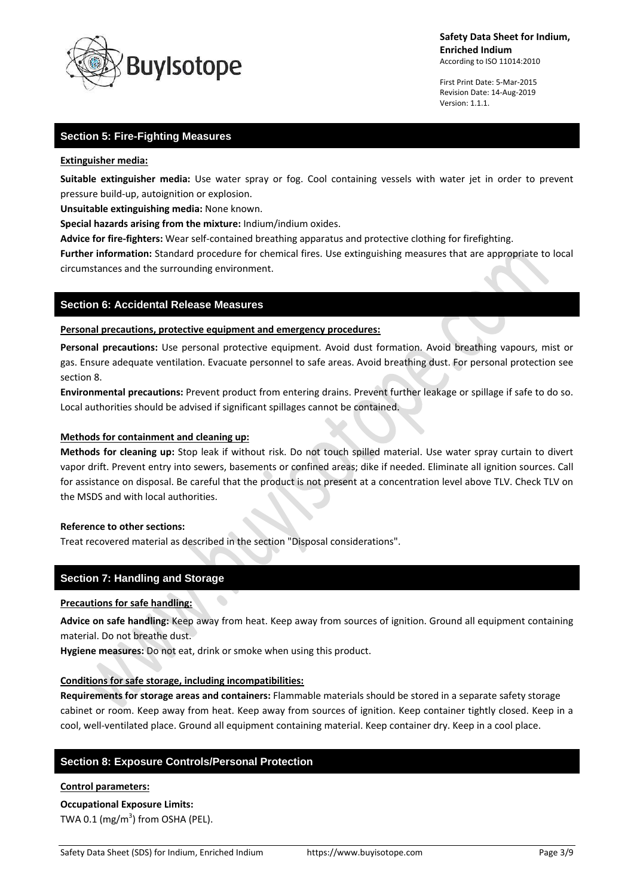## Section 5: Fire-Fighting Measures

**Extinguisher media:**

**Suitable extinguisher media:** Use water spray or fog. Cool containing vessels with water jet in order to prevent pressure build-up, autoignition or explosion.

**Unsuitable extinguishing media:** None known.

**Special hazards arising from the mixture:** Indium/indium oxides.

**Advice for fire-fighters:** Wear self-contained breathing apparatus and protective clothing for firefighting.

**Further information:** Standard procedure for chemical fires. Use extinguishing measures that are appropriate to local circumstances and the surrounding environment.

## Section 6: Accidental Release Measures

**Personal precautions, protective equipment and emergency procedures:**

**Personal precautions:** Use personal protective equipment. Avoid dust formation. Avoid breathing vapours, mist or gas. Ensure adequate ventilation. Evacuate personnel to safe areas. Avoid breathing dust. For personal protection see section 8.

**Environmental precautions:** Prevent product from entering drains. Prevent further leakage or spillage if safe to do so. Local authorities should be advised if significant spillages cannot be contained.

**Methods for containment and cleaning up:**

**Methods for cleaning up:** Stop leak if without risk. Do not touch spilled material. Use water spray curtain to divert vapor drift. Prevent entry into sewers, basements or confined areas; dike if needed. Eliminate all ignition sources. Call for assistance on disposal. Be careful that the product is not present at a concentration level above TLV. Check TLV on the MSDS and with local authorities.

**Reference to other sections:**

Treat recovered material as described in the section "Disposal considerations".

## Section 7: Handling and Storage

**Precautions for safe handling:**

**Advice on safe handling:** Keep away from heat. Keep away from sources of ignition. Ground all equipment containing material. Do not breathe dust.

**Hygiene measures:** Do not eat, drink or smoke when using this product.

**Conditions for safe storage, including incompatibilities:**

**Requirements for storage areas and containers:** Flammable materials should be stored in a separate safety storage cabinet or room. Keep away from heat. Keep away from sources of ignition. Keep container tightly closed. Keep in a cool, well-ventilated place. Ground all equipment containing material. Keep container dry. Keep in a cool place.

## Section 8: Exposure Controls/Personal Protection

**Control parameters:**

**Occupational Exposure Limits:**

TWA 0.1 ($mg/m^3$) from OSHA (PEL).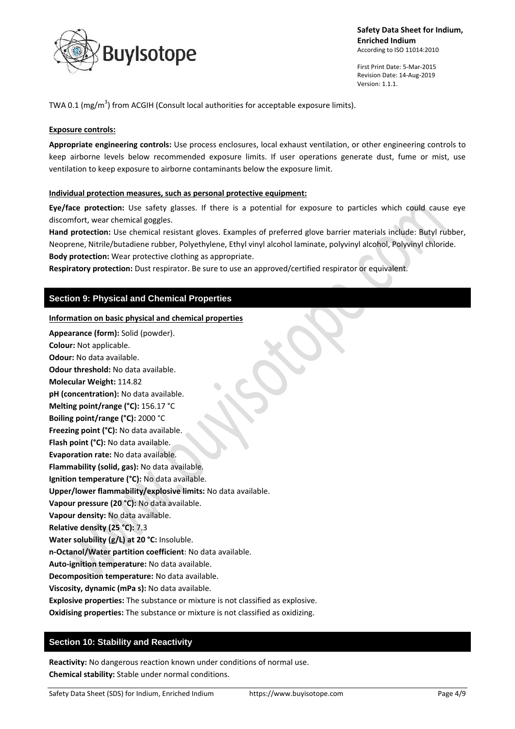TWA 0.1 (mg/m$^3$) from ACGIH (Consult local authorities for acceptable exposure limits).

**Exposure controls:**

**Appropriate engineering controls:** Use process enclosures, local exhaust ventilation, or other engineering controls to keep airborne levels below recommended exposure limits. If user operations generate dust, fume or mist, use ventilation to keep exposure to airborne contaminants below the exposure limit.

**Individual protection measures, such as personal protective equipment:**

**Eye/face protection:** Use safety glasses. If there is a potential for exposure to particles which could cause eye discomfort, wear chemical goggles.
**Hand protection:** Use chemical resistant gloves. Examples of preferred glove barrier materials include: Butyl rubber, Neoprene, Nitrile/butadiene rubber, Polyethylene, Ethyl vinyl alcohol laminate, polyvinyl alcohol, Polyvinyl chloride.
**Body protection:** Wear protective clothing as appropriate.
**Respiratory protection:** Dust respirator. Be sure to use an approved/certified respirator or equivalent.

## Section 9: Physical and Chemical Properties

**Information on basic physical and chemical properties**

**Appearance (form):** Solid (powder).
**Colour:** Not applicable.
**Odour:** No data available.
**Odour threshold:** No data available.
**Molecular Weight:** 114.82
**pH (concentration):** No data available.
**Melting point/range (°C):** 156.17 °C
**Boiling point/range (°C):** 2000 °C
**Freezing point (°C):** No data available.
**Flash point (°C):** No data available.
**Evaporation rate:** No data available.
**Flammability (solid, gas):** No data available.
**Ignition temperature (°C):** No data available.
**Upper/lower flammability/explosive limits:** No data available.
**Vapour pressure (20 °C):** No data available.
**Vapour density:** No data available.
**Relative density (25 °C):** 7.3
**Water solubility (g/L) at 20 °C:** Insoluble.
**n-Octanol/Water partition coefficient**: No data available.
**Auto-ignition temperature:** No data available.
**Decomposition temperature:** No data available.
**Viscosity, dynamic (mPa s):** No data available.
**Explosive properties:** The substance or mixture is not classified as explosive.
**Oxidising properties:** The substance or mixture is not classified as oxidizing.

## Section 10: Stability and Reactivity

**Reactivity:** No dangerous reaction known under conditions of normal use.
**Chemical stability:** Stable under normal conditions.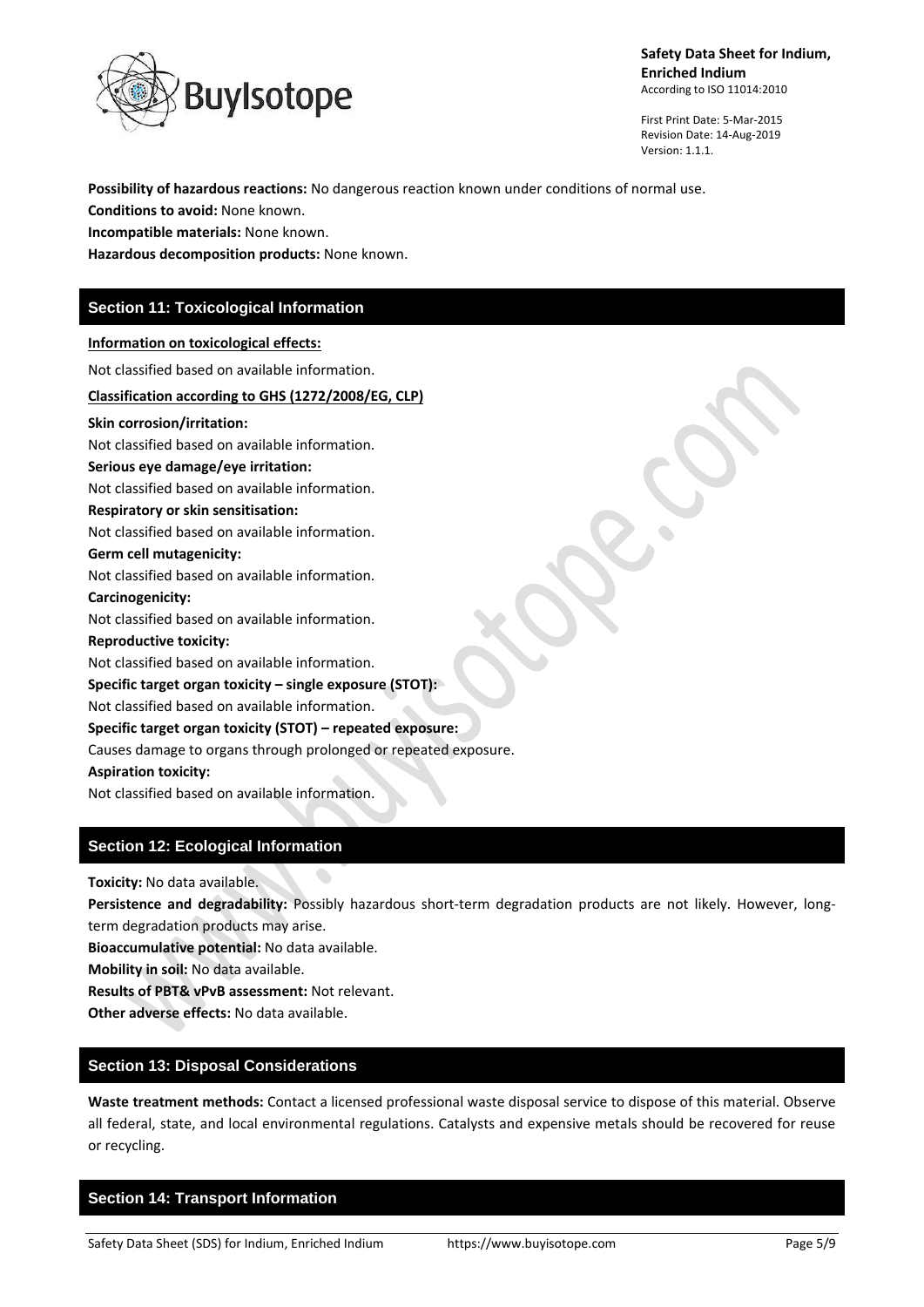**Possibility of hazardous reactions:** No dangerous reaction known under conditions of normal use.
**Conditions to avoid:** None known.
**Incompatible materials:** None known.
**Hazardous decomposition products:** None known.

## Section 11: Toxicological Information

**Information on toxicological effects:**

Not classified based on available information.

**Classification according to GHS (1272/2008/EG, CLP)**

**Skin corrosion/irritation:**
Not classified based on available information.
**Serious eye damage/eye irritation:**
Not classified based on available information.
**Respiratory or skin sensitisation:**
Not classified based on available information.
**Germ cell mutagenicity:**
Not classified based on available information.
**Carcinogenicity:**
Not classified based on available information.
**Reproductive toxicity:**
Not classified based on available information.
**Specific target organ toxicity – single exposure (STOT):**
Not classified based on available information.
**Specific target organ toxicity (STOT) – repeated exposure:**
Causes damage to organs through prolonged or repeated exposure.
**Aspiration toxicity:**
Not classified based on available information.

## Section 12: Ecological Information

**Toxicity:** No data available.
**Persistence and degradability:** Possibly hazardous short-term degradation products are not likely. However, long-term degradation products may arise.
**Bioaccumulative potential:** No data available.
**Mobility in soil:** No data available.
**Results of PBT& vPvB assessment:** Not relevant.
**Other adverse effects:** No data available.

## Section 13: Disposal Considerations

**Waste treatment methods:** Contact a licensed professional waste disposal service to dispose of this material. Observe all federal, state, and local environmental regulations. Catalysts and expensive metals should be recovered for reuse or recycling.

## Section 14: Transport Information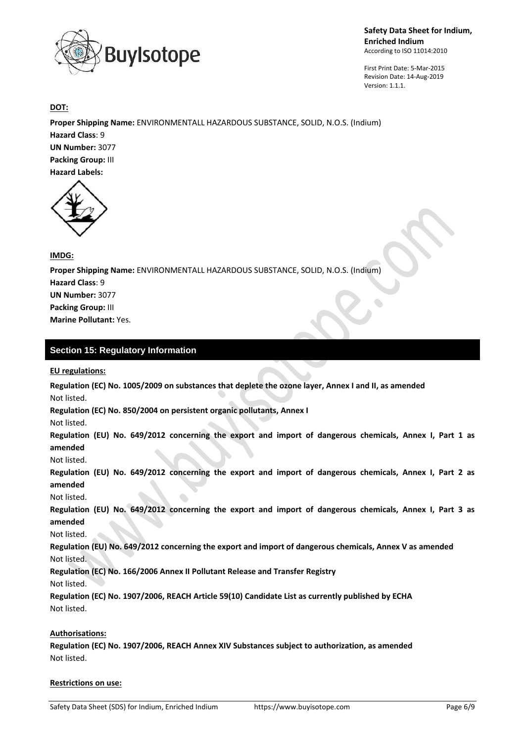**DOT:**

**Proper Shipping Name:** ENVIRONMENTALL HAZARDOUS SUBSTANCE, SOLID, N.O.S. (Indium)
**Hazard Class**: 9
**UN Number:** 3077
**Packing Group:** III
**Hazard Labels:**

**IMDG:**

**Proper Shipping Name:** ENVIRONMENTALL HAZARDOUS SUBSTANCE, SOLID, N.O.S. (Indium)
**Hazard Class**: 9
**UN Number:** 3077
**Packing Group:** III
**Marine Pollutant:** Yes.

## Section 15: Regulatory Information

**EU regulations:**

**Regulation (EC) No. 1005/2009 on substances that deplete the ozone layer, Annex I and II, as amended**
Not listed.

**Regulation (EC) No. 850/2004 on persistent organic pollutants, Annex I**
Not listed.

**Regulation (EU) No. 649/2012 concerning the export and import of dangerous chemicals, Annex I, Part 1 as amended**
Not listed.

**Regulation (EU) No. 649/2012 concerning the export and import of dangerous chemicals, Annex I, Part 2 as amended**
Not listed.

**Regulation (EU) No. 649/2012 concerning the export and import of dangerous chemicals, Annex I, Part 3 as amended**
Not listed.

**Regulation (EU) No. 649/2012 concerning the export and import of dangerous chemicals, Annex V as amended**
Not listed.

**Regulation (EC) No. 166/2006 Annex II Pollutant Release and Transfer Registry**
Not listed.

**Regulation (EC) No. 1907/2006, REACH Article 59(10) Candidate List as currently published by ECHA**
Not listed.

**Authorisations:**

**Regulation (EC) No. 1907/2006, REACH Annex XIV Substances subject to authorization, as amended**
Not listed.

**Restrictions on use:**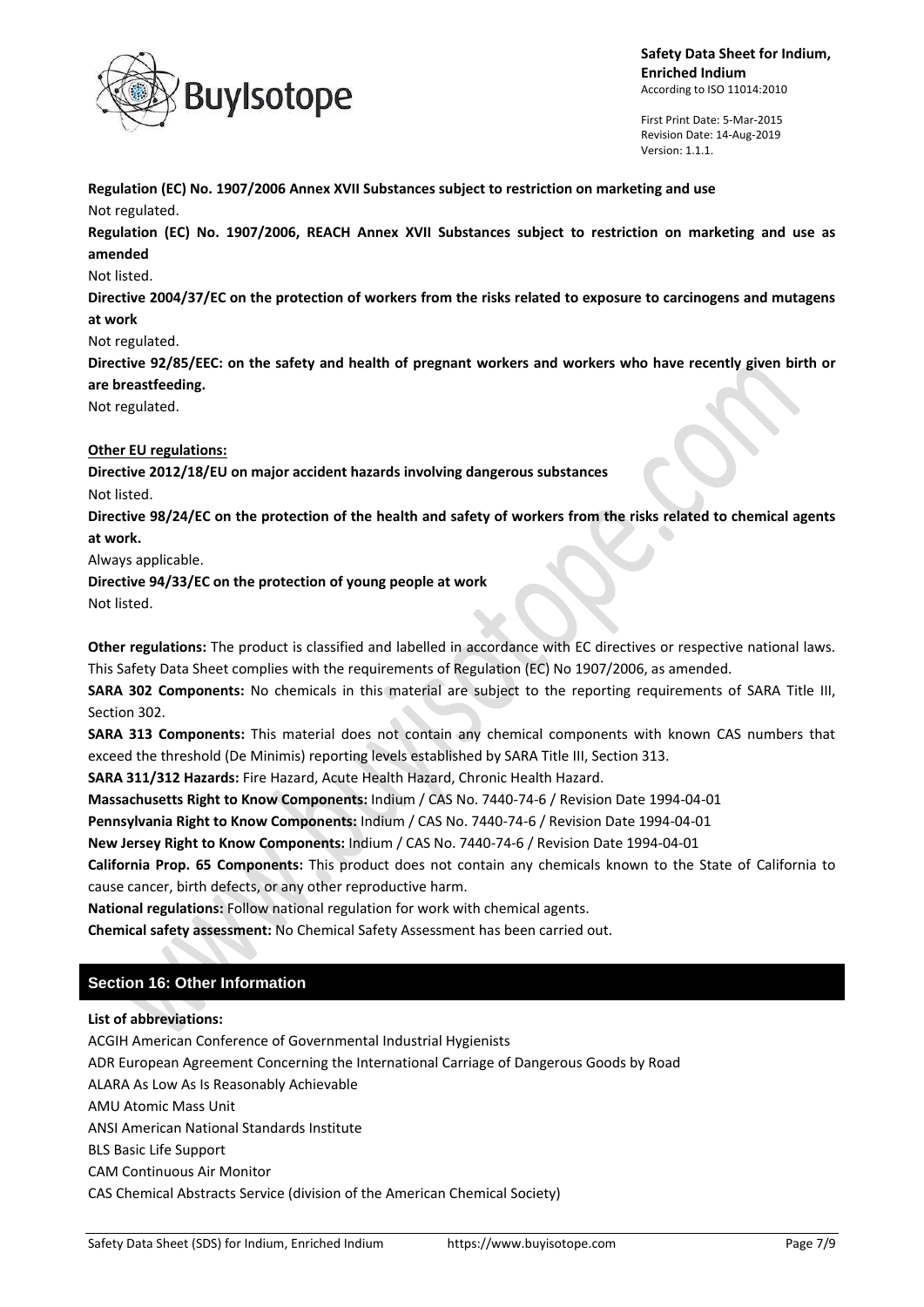**Regulation (EC) No. 1907/2006 Annex XVII Substances subject to restriction on marketing and use**

Not regulated.

**Regulation (EC) No. 1907/2006, REACH Annex XVII Substances subject to restriction on marketing and use as amended**

Not listed.

**Directive 2004/37/EC on the protection of workers from the risks related to exposure to carcinogens and mutagens at work**

Not regulated.

**Directive 92/85/EEC: on the safety and health of pregnant workers and workers who have recently given birth or are breastfeeding.**

Not regulated.

**Other EU regulations:**

**Directive 2012/18/EU on major accident hazards involving dangerous substances**

Not listed.

**Directive 98/24/EC on the protection of the health and safety of workers from the risks related to chemical agents at work.**

Always applicable.

**Directive 94/33/EC on the protection of young people at work**

Not listed.

**Other regulations:** The product is classified and labelled in accordance with EC directives or respective national laws. This Safety Data Sheet complies with the requirements of Regulation (EC) No 1907/2006, as amended.

**SARA 302 Components:** No chemicals in this material are subject to the reporting requirements of SARA Title III, Section 302.

**SARA 313 Components:** This material does not contain any chemical components with known CAS numbers that exceed the threshold (De Minimis) reporting levels established by SARA Title III, Section 313.

**SARA 311/312 Hazards:** Fire Hazard, Acute Health Hazard, Chronic Health Hazard.

**Massachusetts Right to Know Components:** Indium / CAS No. 7440-74-6 / Revision Date 1994-04-01

**Pennsylvania Right to Know Components:** Indium / CAS No. 7440-74-6 / Revision Date 1994-04-01

**New Jersey Right to Know Components:** Indium / CAS No. 7440-74-6 / Revision Date 1994-04-01

**California Prop. 65 Components:** This product does not contain any chemicals known to the State of California to cause cancer, birth defects, or any other reproductive harm.

**National regulations:** Follow national regulation for work with chemical agents.

**Chemical safety assessment:** No Chemical Safety Assessment has been carried out.

## Section 16: Other Information

**List of abbreviations:**

ACGIH American Conference of Governmental Industrial Hygienists

ADR European Agreement Concerning the International Carriage of Dangerous Goods by Road

ALARA As Low As Is Reasonably Achievable

AMU Atomic Mass Unit

ANSI American National Standards Institute

BLS Basic Life Support

CAM Continuous Air Monitor

CAS Chemical Abstracts Service (division of the American Chemical Society)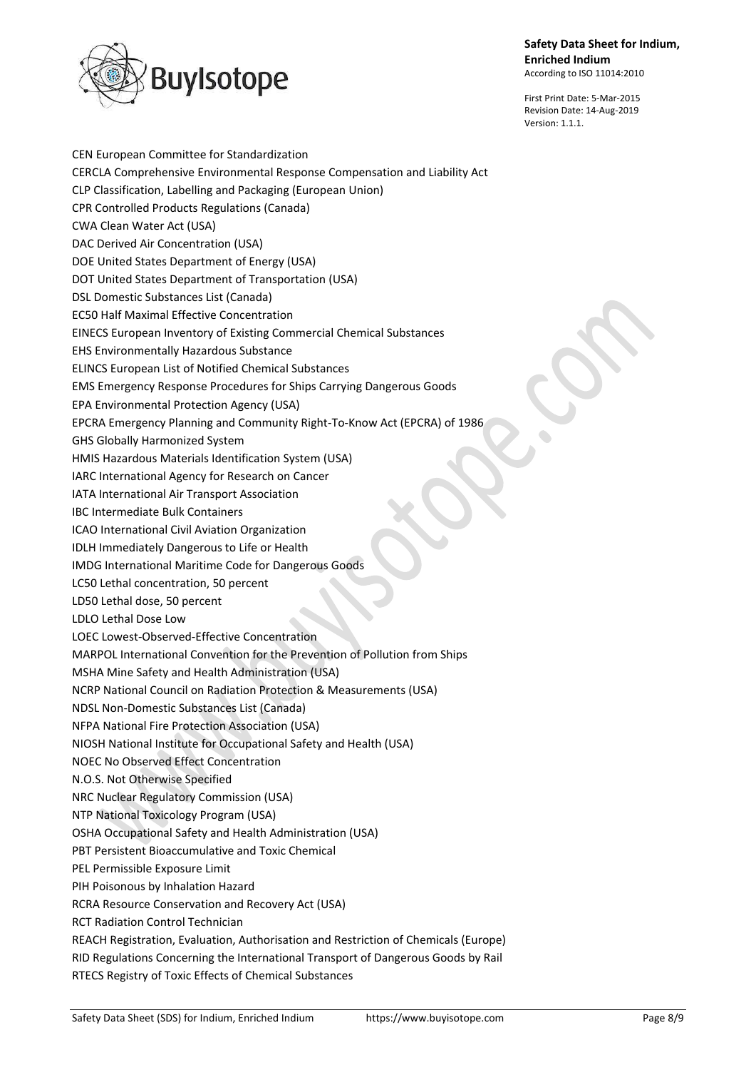CEN European Committee for Standardization
CERCLA Comprehensive Environmental Response Compensation and Liability Act
CLP Classification, Labelling and Packaging (European Union)
CPR Controlled Products Regulations (Canada)
CWA Clean Water Act (USA)
DAC Derived Air Concentration (USA)
DOE United States Department of Energy (USA)
DOT United States Department of Transportation (USA)
DSL Domestic Substances List (Canada)
EC50 Half Maximal Effective Concentration
EINECS European Inventory of Existing Commercial Chemical Substances
EHS Environmentally Hazardous Substance
ELINCS European List of Notified Chemical Substances
EMS Emergency Response Procedures for Ships Carrying Dangerous Goods
EPA Environmental Protection Agency (USA)
EPCRA Emergency Planning and Community Right-To-Know Act (EPCRA) of 1986
GHS Globally Harmonized System
HMIS Hazardous Materials Identification System (USA)
IARC International Agency for Research on Cancer
IATA International Air Transport Association
IBC Intermediate Bulk Containers
ICAO International Civil Aviation Organization
IDLH Immediately Dangerous to Life or Health
IMDG International Maritime Code for Dangerous Goods
LC50 Lethal concentration, 50 percent
LD50 Lethal dose, 50 percent
LDLO Lethal Dose Low
LOEC Lowest-Observed-Effective Concentration
MARPOL International Convention for the Prevention of Pollution from Ships
MSHA Mine Safety and Health Administration (USA)
NCRP National Council on Radiation Protection & Measurements (USA)
NDSL Non-Domestic Substances List (Canada)
NFPA National Fire Protection Association (USA)
NIOSH National Institute for Occupational Safety and Health (USA)
NOEC No Observed Effect Concentration
N.O.S. Not Otherwise Specified
NRC Nuclear Regulatory Commission (USA)
NTP National Toxicology Program (USA)
OSHA Occupational Safety and Health Administration (USA)
PBT Persistent Bioaccumulative and Toxic Chemical
PEL Permissible Exposure Limit
PIH Poisonous by Inhalation Hazard
RCRA Resource Conservation and Recovery Act (USA)
RCT Radiation Control Technician
REACH Registration, Evaluation, Authorisation and Restriction of Chemicals (Europe)
RID Regulations Concerning the International Transport of Dangerous Goods by Rail
RTECS Registry of Toxic Effects of Chemical Substances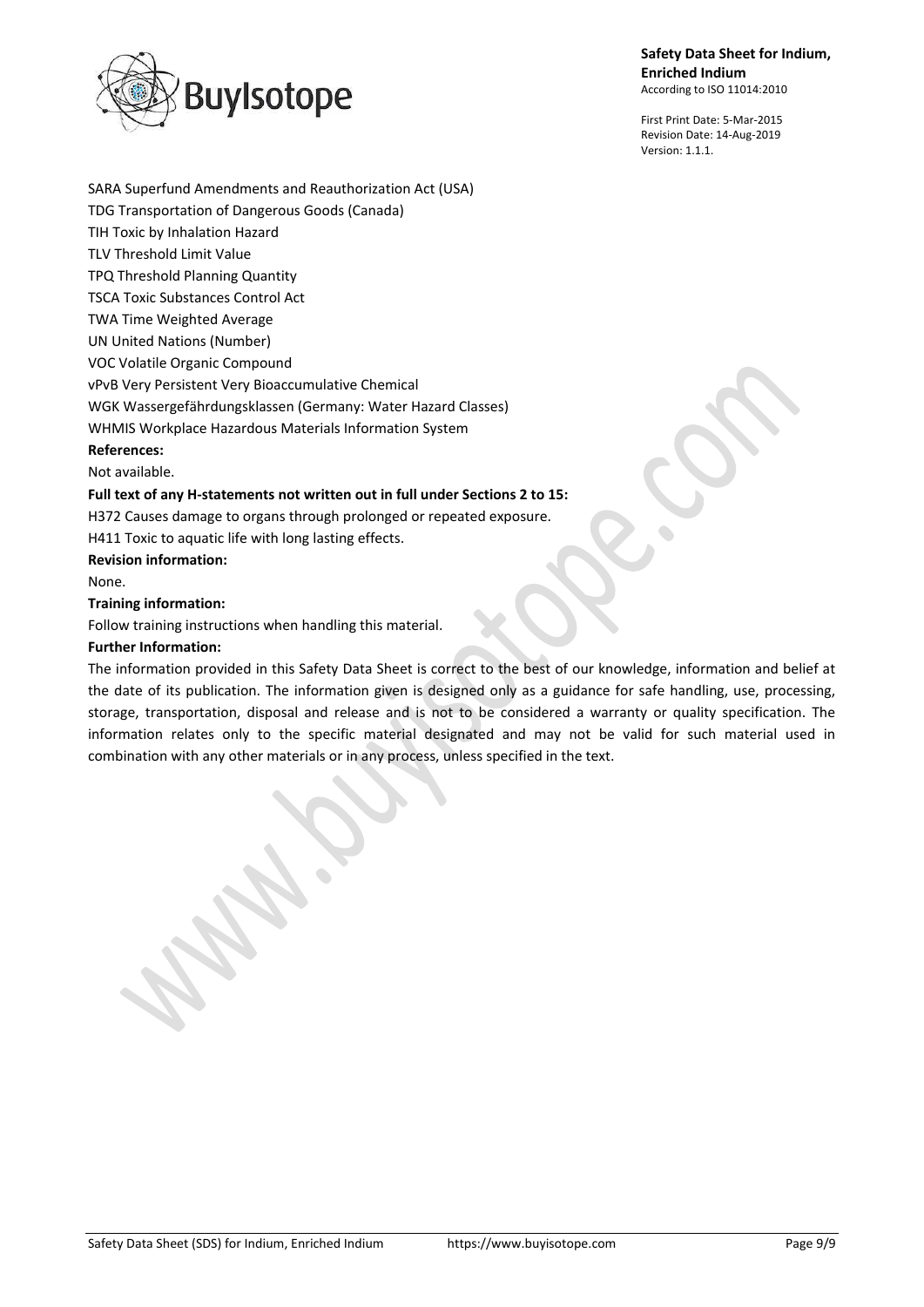SARA Superfund Amendments and Reauthorization Act (USA)

TDG Transportation of Dangerous Goods (Canada)

TIH Toxic by Inhalation Hazard

TLV Threshold Limit Value

TPQ Threshold Planning Quantity

TSCA Toxic Substances Control Act

TWA Time Weighted Average

UN United Nations (Number)

VOC Volatile Organic Compound

vPvB Very Persistent Very Bioaccumulative Chemical

WGK Wassergefährdungsklassen (Germany: Water Hazard Classes)

WHMIS Workplace Hazardous Materials Information System

**References:**

Not available.

**Full text of any H-statements not written out in full under Sections 2 to 15:**

H372 Causes damage to organs through prolonged or repeated exposure.

H411 Toxic to aquatic life with long lasting effects.

**Revision information:**

None.

**Training information:**

Follow training instructions when handling this material.

**Further Information:**

The information provided in this Safety Data Sheet is correct to the best of our knowledge, information and belief at the date of its publication. The information given is designed only as a guidance for safe handling, use, processing, storage, transportation, disposal and release and is not to be considered a warranty or quality specification. The information relates only to the specific material designated and may not be valid for such material used in combination with any other materials or in any process, unless specified in the text.